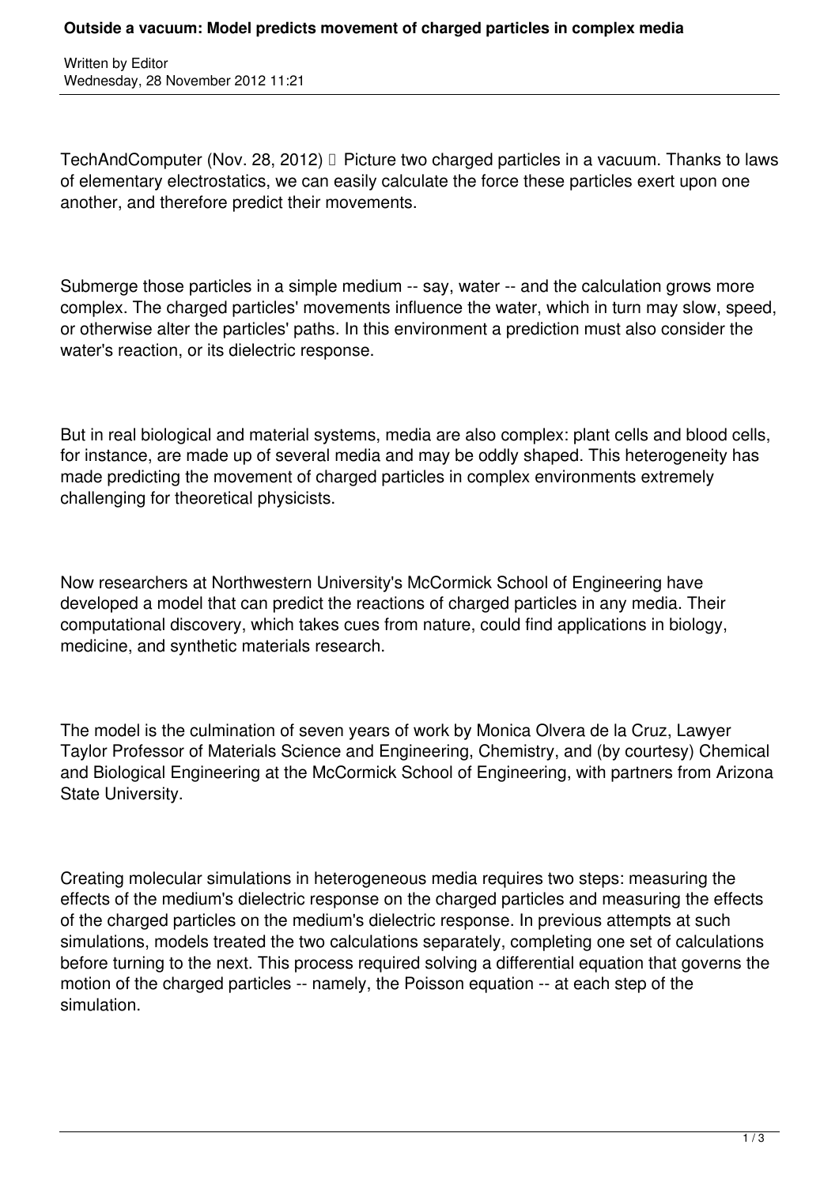# Outside a vacuum: Model predicts movement of charged particles in complex media

Written by Editor
Wednesday, 28 November 2012 11:21

TechAndComputer (Nov. 28, 2012) — Picture two charged particles in a vacuum. Thanks to laws of elementary electrostatics, we can easily calculate the force these particles exert upon one another, and therefore predict their movements.

Submerge those particles in a simple medium -- say, water -- and the calculation grows more complex. The charged particles' movements influence the water, which in turn may slow, speed, or otherwise alter the particles' paths. In this environment a prediction must also consider the water's reaction, or its dielectric response.

But in real biological and material systems, media are also complex: plant cells and blood cells, for instance, are made up of several media and may be oddly shaped. This heterogeneity has made predicting the movement of charged particles in complex environments extremely challenging for theoretical physicists.

Now researchers at Northwestern University's McCormick School of Engineering have developed a model that can predict the reactions of charged particles in any media. Their computational discovery, which takes cues from nature, could find applications in biology, medicine, and synthetic materials research.

The model is the culmination of seven years of work by Monica Olvera de la Cruz, Lawyer Taylor Professor of Materials Science and Engineering, Chemistry, and (by courtesy) Chemical and Biological Engineering at the McCormick School of Engineering, with partners from Arizona State University.

Creating molecular simulations in heterogeneous media requires two steps: measuring the effects of the medium's dielectric response on the charged particles and measuring the effects of the charged particles on the medium's dielectric response. In previous attempts at such simulations, models treated the two calculations separately, completing one set of calculations before turning to the next. This process required solving a differential equation that governs the motion of the charged particles -- namely, the Poisson equation -- at each step of the simulation.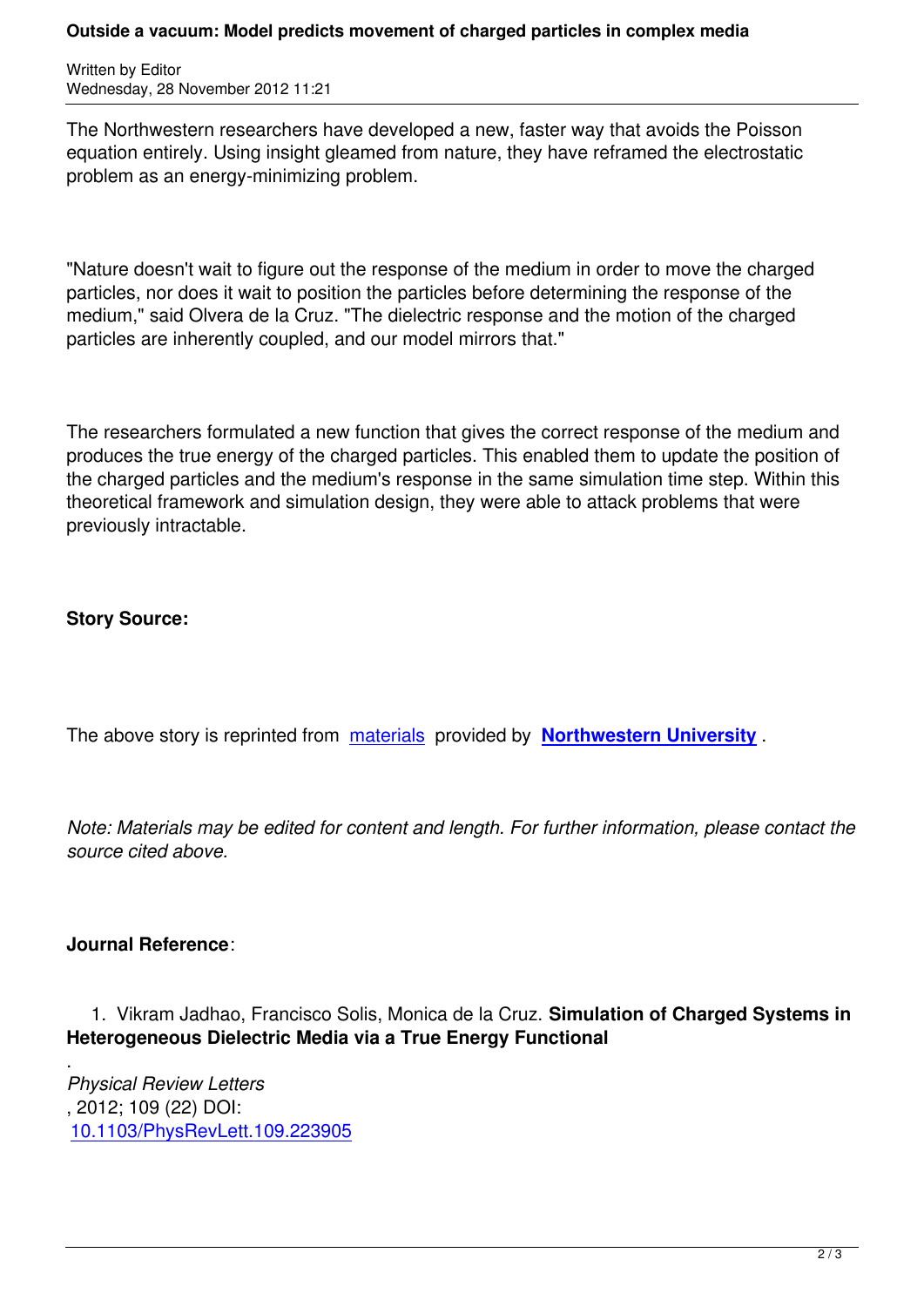The Northwestern researchers have developed a new, faster way that avoids the Poisson equation entirely. Using insight gleamed from nature, they have reframed the electrostatic problem as an energy-minimizing problem.

"Nature doesn't wait to figure out the response of the medium in order to move the charged particles, nor does it wait to position the particles before determining the response of the medium," said Olvera de la Cruz. "The dielectric response and the motion of the charged particles are inherently coupled, and our model mirrors that."

The researchers formulated a new function that gives the correct response of the medium and produces the true energy of the charged particles. This enabled them to update the position of the charged particles and the medium's response in the same simulation time step. Within this theoretical framework and simulation design, they were able to attack problems that were previously intractable.

**Story Source:**

The above story is reprinted from materials provided by **Northwestern University** .

*Note: Materials may be edited for content and length. For further information, please contact the source cited above.*

**Journal Reference**:

1. Vikram Jadhao, Francisco Solis, Monica de la Cruz. **Simulation of Charged Systems in Heterogeneous Dielectric Media via a True Energy Functional**

.
*Physical Review Letters*
, 2012; 109 (22) DOI:
10.1103/PhysRevLett.109.223905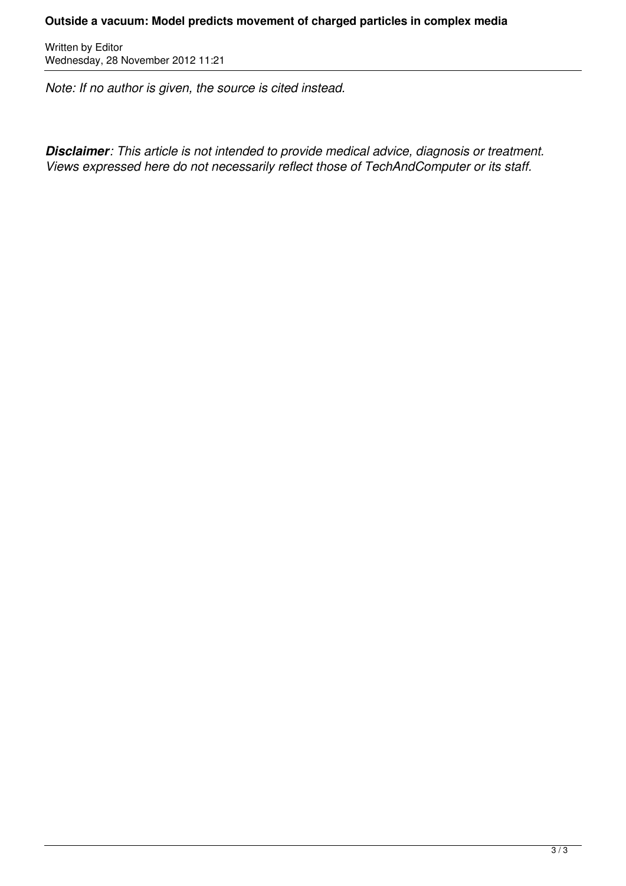*Note: If no author is given, the source is cited instead.*

***Disclaimer**: This article is not intended to provide medical advice, diagnosis or treatment. Views expressed here do not necessarily reflect those of TechAndComputer or its staff.*